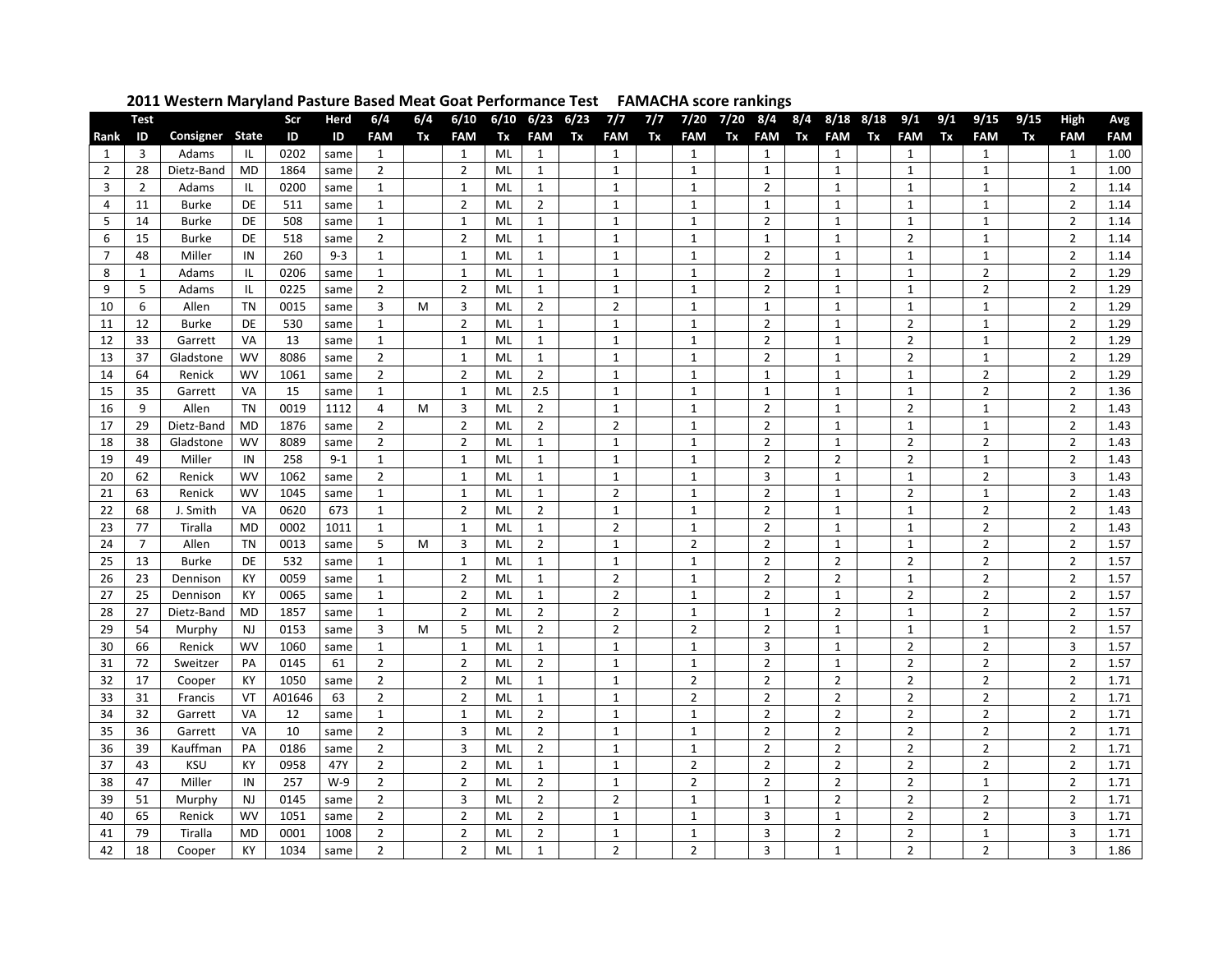## 2011 Western Maryland Pasture Based Meat Goat Performance Test FAMACHA score rankings

| Rank | Test ID | Consigner | State | Scr ID | Herd ID | 6/4 FAM | 6/4 Tx | 6/10 FAM | 6/10 Tx | 6/23 FAM | 6/23 Tx | 7/7 FAM | 7/7 Tx | 7/20 FAM | 7/20 Tx | 8/4 FAM | 8/4 Tx | 8/18 FAM | 8/18 Tx | 9/1 FAM | 9/1 Tx | 9/15 FAM | 9/15 Tx | High FAM | Avg FAM |
|---|---|---|---|---|---|---|---|---|---|---|---|---|---|---|---|---|---|---|---|---|---|---|---|---|---|
| 1 | 3 | Adams | IL | 0202 | same | 1 | | 1 | ML | 1 | | 1 | | 1 | | 1 | | 1 | | 1 | | 1 | | 1 | 1.00 |
| 2 | 28 | Dietz-Band | MD | 1864 | same | 2 | | 2 | ML | 1 | | 1 | | 1 | | 1 | | 1 | | 1 | | 1 | | 1 | 1.00 |
| 3 | 2 | Adams | IL | 0200 | same | 1 | | 1 | ML | 1 | | 1 | | 1 | | 2 | | 1 | | 1 | | 1 | | 2 | 1.14 |
| 4 | 11 | Burke | DE | 511 | same | 1 | | 2 | ML | 2 | | 1 | | 1 | | 1 | | 1 | | 1 | | 1 | | 2 | 1.14 |
| 5 | 14 | Burke | DE | 508 | same | 1 | | 1 | ML | 1 | | 1 | | 1 | | 2 | | 1 | | 1 | | 1 | | 2 | 1.14 |
| 6 | 15 | Burke | DE | 518 | same | 2 | | 2 | ML | 1 | | 1 | | 1 | | 1 | | 1 | | 2 | | 1 | | 2 | 1.14 |
| 7 | 48 | Miller | IN | 260 | 9-3 | 1 | | 1 | ML | 1 | | 1 | | 1 | | 2 | | 1 | | 1 | | 1 | | 2 | 1.14 |
| 8 | 1 | Adams | IL | 0206 | same | 1 | | 1 | ML | 1 | | 1 | | 1 | | 2 | | 1 | | 1 | | 2 | | 2 | 1.29 |
| 9 | 5 | Adams | IL | 0225 | same | 2 | | 2 | ML | 1 | | 1 | | 1 | | 2 | | 1 | | 1 | | 2 | | 2 | 1.29 |
| 10 | 6 | Allen | TN | 0015 | same | 3 | M | 3 | ML | 2 | | 2 | | 1 | | 1 | | 1 | | 1 | | 1 | | 2 | 1.29 |
| 11 | 12 | Burke | DE | 530 | same | 1 | | 2 | ML | 1 | | 1 | | 1 | | 2 | | 1 | | 2 | | 1 | | 2 | 1.29 |
| 12 | 33 | Garrett | VA | 13 | same | 1 | | 1 | ML | 1 | | 1 | | 1 | | 2 | | 1 | | 2 | | 1 | | 2 | 1.29 |
| 13 | 37 | Gladstone | WV | 8086 | same | 2 | | 1 | ML | 1 | | 1 | | 1 | | 2 | | 1 | | 2 | | 1 | | 2 | 1.29 |
| 14 | 64 | Renick | WV | 1061 | same | 2 | | 2 | ML | 2 | | 1 | | 1 | | 1 | | 1 | | 1 | | 2 | | 2 | 1.29 |
| 15 | 35 | Garrett | VA | 15 | same | 1 | | 1 | ML | 2.5 | | 1 | | 1 | | 1 | | 1 | | 1 | | 2 | | 2 | 1.36 |
| 16 | 9 | Allen | TN | 0019 | 1112 | 4 | M | 3 | ML | 2 | | 1 | | 1 | | 2 | | 1 | | 2 | | 1 | | 2 | 1.43 |
| 17 | 29 | Dietz-Band | MD | 1876 | same | 2 | | 2 | ML | 2 | | 2 | | 1 | | 2 | | 1 | | 1 | | 1 | | 2 | 1.43 |
| 18 | 38 | Gladstone | WV | 8089 | same | 2 | | 2 | ML | 1 | | 1 | | 1 | | 2 | | 1 | | 2 | | 2 | | 2 | 1.43 |
| 19 | 49 | Miller | IN | 258 | 9-1 | 1 | | 1 | ML | 1 | | 1 | | 1 | | 2 | | 2 | | 2 | | 1 | | 2 | 1.43 |
| 20 | 62 | Renick | WV | 1062 | same | 2 | | 1 | ML | 1 | | 1 | | 1 | | 3 | | 1 | | 1 | | 2 | | 3 | 1.43 |
| 21 | 63 | Renick | WV | 1045 | same | 1 | | 1 | ML | 1 | | 2 | | 1 | | 2 | | 1 | | 2 | | 1 | | 2 | 1.43 |
| 22 | 68 | J. Smith | VA | 0620 | 673 | 1 | | 2 | ML | 2 | | 1 | | 1 | | 2 | | 1 | | 1 | | 2 | | 2 | 1.43 |
| 23 | 77 | Tiralla | MD | 0002 | 1011 | 1 | | 1 | ML | 1 | | 2 | | 1 | | 2 | | 1 | | 1 | | 2 | | 2 | 1.43 |
| 24 | 7 | Allen | TN | 0013 | same | 5 | M | 3 | ML | 2 | | 1 | | 2 | | 2 | | 1 | | 1 | | 2 | | 2 | 1.57 |
| 25 | 13 | Burke | DE | 532 | same | 1 | | 1 | ML | 1 | | 1 | | 1 | | 2 | | 2 | | 2 | | 2 | | 2 | 1.57 |
| 26 | 23 | Dennison | KY | 0059 | same | 1 | | 2 | ML | 1 | | 2 | | 1 | | 2 | | 2 | | 1 | | 2 | | 2 | 1.57 |
| 27 | 25 | Dennison | KY | 0065 | same | 1 | | 2 | ML | 1 | | 2 | | 1 | | 2 | | 1 | | 2 | | 2 | | 2 | 1.57 |
| 28 | 27 | Dietz-Band | MD | 1857 | same | 1 | | 2 | ML | 2 | | 2 | | 1 | | 1 | | 2 | | 1 | | 2 | | 2 | 1.57 |
| 29 | 54 | Murphy | NJ | 0153 | same | 3 | M | 5 | ML | 2 | | 2 | | 2 | | 2 | | 1 | | 1 | | 1 | | 2 | 1.57 |
| 30 | 66 | Renick | WV | 1060 | same | 1 | | 1 | ML | 1 | | 1 | | 1 | | 3 | | 1 | | 2 | | 2 | | 3 | 1.57 |
| 31 | 72 | Sweitzer | PA | 0145 | 61 | 2 | | 2 | ML | 2 | | 1 | | 1 | | 2 | | 1 | | 2 | | 2 | | 2 | 1.57 |
| 32 | 17 | Cooper | KY | 1050 | same | 2 | | 2 | ML | 1 | | 1 | | 2 | | 2 | | 2 | | 2 | | 2 | | 2 | 1.71 |
| 33 | 31 | Francis | VT | A01646 | 63 | 2 | | 2 | ML | 1 | | 1 | | 2 | | 2 | | 2 | | 2 | | 2 | | 2 | 1.71 |
| 34 | 32 | Garrett | VA | 12 | same | 1 | | 1 | ML | 2 | | 1 | | 1 | | 2 | | 2 | | 2 | | 2 | | 2 | 1.71 |
| 35 | 36 | Garrett | VA | 10 | same | 2 | | 3 | ML | 2 | | 1 | | 1 | | 2 | | 2 | | 2 | | 2 | | 2 | 1.71 |
| 36 | 39 | Kauffman | PA | 0186 | same | 2 | | 3 | ML | 2 | | 1 | | 1 | | 2 | | 2 | | 2 | | 2 | | 2 | 1.71 |
| 37 | 43 | KSU | KY | 0958 | 47Y | 2 | | 2 | ML | 1 | | 1 | | 2 | | 2 | | 2 | | 2 | | 2 | | 2 | 1.71 |
| 38 | 47 | Miller | IN | 257 | W-9 | 2 | | 2 | ML | 2 | | 1 | | 2 | | 2 | | 2 | | 2 | | 1 | | 2 | 1.71 |
| 39 | 51 | Murphy | NJ | 0145 | same | 2 | | 3 | ML | 2 | | 2 | | 1 | | 1 | | 2 | | 2 | | 2 | | 2 | 1.71 |
| 40 | 65 | Renick | WV | 1051 | same | 2 | | 2 | ML | 2 | | 1 | | 1 | | 3 | | 1 | | 2 | | 2 | | 3 | 1.71 |
| 41 | 79 | Tiralla | MD | 0001 | 1008 | 2 | | 2 | ML | 2 | | 1 | | 1 | | 3 | | 2 | | 2 | | 1 | | 3 | 1.71 |
| 42 | 18 | Cooper | KY | 1034 | same | 2 | | 2 | ML | 1 | | 2 | | 2 | | 3 | | 1 | | 2 | | 2 | | 3 | 1.86 |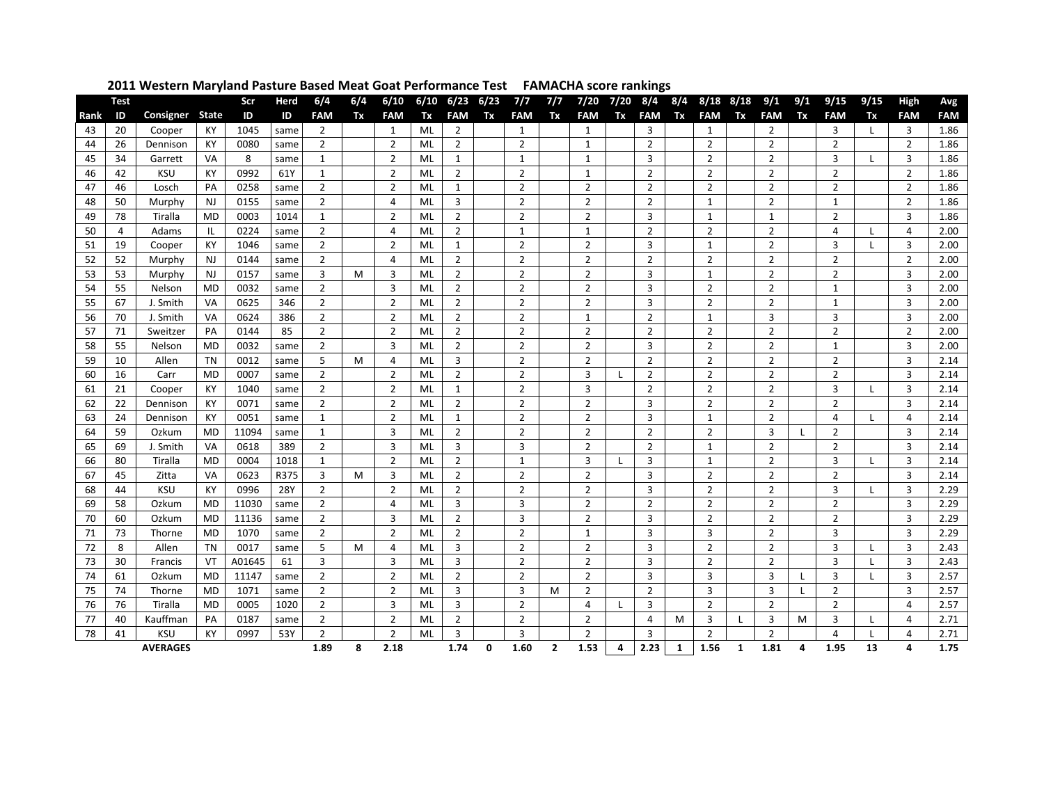## 2011 Western Maryland Pasture Based Meat Goat Performance Test FAMACHA score rankings

| Rank | Test ID | Consigner | State | Scr ID | Herd ID | 6/4 FAM | 6/4 Tx | 6/10 FAM | 6/10 Tx | 6/23 FAM | 6/23 Tx | 7/7 FAM | 7/7 Tx | 7/20 FAM | 7/20 Tx | 8/4 FAM | 8/4 Tx | 8/18 FAM | 8/18 Tx | 9/1 FAM | 9/1 Tx | 9/15 FAM | 9/15 Tx | High FAM | Avg FAM |
|---|---|---|---|---|---|---|---|---|---|---|---|---|---|---|---|---|---|---|---|---|---|---|---|---|---|
| 43 | 20 | Cooper | KY | 1045 | same | 2 | | 1 | ML | 2 | | 1 | | 1 | | 3 | | 1 | | 2 | | 3 | L | 3 | 1.86 |
| 44 | 26 | Dennison | KY | 0080 | same | 2 | | 2 | ML | 2 | | 2 | | 1 | | 2 | | 2 | | 2 | | 2 | | 2 | 1.86 |
| 45 | 34 | Garrett | VA | 8 | same | 1 | | 2 | ML | 1 | | 1 | | 1 | | 3 | | 2 | | 2 | | 3 | L | 3 | 1.86 |
| 46 | 42 | KSU | KY | 0992 | 61Y | 1 | | 2 | ML | 2 | | 2 | | 1 | | 2 | | 2 | | 2 | | 2 | | 2 | 1.86 |
| 47 | 46 | Losch | PA | 0258 | same | 2 | | 2 | ML | 1 | | 2 | | 2 | | 2 | | 2 | | 2 | | 2 | | 2 | 1.86 |
| 48 | 50 | Murphy | NJ | 0155 | same | 2 | | 4 | ML | 3 | | 2 | | 2 | | 2 | | 1 | | 2 | | 1 | | 2 | 1.86 |
| 49 | 78 | Tiralla | MD | 0003 | 1014 | 1 | | 2 | ML | 2 | | 2 | | 2 | | 3 | | 1 | | 1 | | 2 | | 3 | 1.86 |
| 50 | 4 | Adams | IL | 0224 | same | 2 | | 4 | ML | 2 | | 1 | | 1 | | 2 | | 2 | | 2 | | 4 | L | 4 | 2.00 |
| 51 | 19 | Cooper | KY | 1046 | same | 2 | | 2 | ML | 1 | | 2 | | 2 | | 3 | | 1 | | 2 | | 3 | L | 3 | 2.00 |
| 52 | 52 | Murphy | NJ | 0144 | same | 2 | | 4 | ML | 2 | | 2 | | 2 | | 2 | | 2 | | 2 | | 2 | | 2 | 2.00 |
| 53 | 53 | Murphy | NJ | 0157 | same | 3 | M | 3 | ML | 2 | | 2 | | 2 | | 3 | | 1 | | 2 | | 2 | | 3 | 2.00 |
| 54 | 55 | Nelson | MD | 0032 | same | 2 | | 3 | ML | 2 | | 2 | | 2 | | 3 | | 2 | | 2 | | 1 | | 3 | 2.00 |
| 55 | 67 | J. Smith | VA | 0625 | 346 | 2 | | 2 | ML | 2 | | 2 | | 2 | | 3 | | 2 | | 2 | | 1 | | 3 | 2.00 |
| 56 | 70 | J. Smith | VA | 0624 | 386 | 2 | | 2 | ML | 2 | | 2 | | 1 | | 2 | | 1 | | 3 | | 3 | | 3 | 2.00 |
| 57 | 71 | Sweitzer | PA | 0144 | 85 | 2 | | 2 | ML | 2 | | 2 | | 2 | | 2 | | 2 | | 2 | | 2 | | 2 | 2.00 |
| 58 | 55 | Nelson | MD | 0032 | same | 2 | | 3 | ML | 2 | | 2 | | 2 | | 3 | | 2 | | 2 | | 1 | | 3 | 2.00 |
| 59 | 10 | Allen | TN | 0012 | same | 5 | M | 4 | ML | 3 | | 2 | | 2 | | 2 | | 2 | | 2 | | 2 | | 3 | 2.14 |
| 60 | 16 | Carr | MD | 0007 | same | 2 | | 2 | ML | 2 | | 2 | | 3 | L | 2 | | 2 | | 2 | | 2 | | 3 | 2.14 |
| 61 | 21 | Cooper | KY | 1040 | same | 2 | | 2 | ML | 1 | | 2 | | 3 | | 2 | | 2 | | 2 | | 3 | L | 3 | 2.14 |
| 62 | 22 | Dennison | KY | 0071 | same | 2 | | 2 | ML | 2 | | 2 | | 2 | | 3 | | 2 | | 2 | | 2 | | 3 | 2.14 |
| 63 | 24 | Dennison | KY | 0051 | same | 1 | | 2 | ML | 1 | | 2 | | 2 | | 3 | | 1 | | 2 | | 4 | L | 4 | 2.14 |
| 64 | 59 | Ozkum | MD | 11094 | same | 1 | | 3 | ML | 2 | | 2 | | 2 | | 2 | | 2 | | 3 | L | 2 | | 3 | 2.14 |
| 65 | 69 | J. Smith | VA | 0618 | 389 | 2 | | 3 | ML | 3 | | 3 | | 2 | | 2 | | 1 | | 2 | | 2 | | 3 | 2.14 |
| 66 | 80 | Tiralla | MD | 0004 | 1018 | 1 | | 2 | ML | 2 | | 1 | | 3 | L | 3 | | 1 | | 2 | | 3 | L | 3 | 2.14 |
| 67 | 45 | Zitta | VA | 0623 | R375 | 3 | M | 3 | ML | 2 | | 2 | | 2 | | 3 | | 2 | | 2 | | 2 | | 3 | 2.14 |
| 68 | 44 | KSU | KY | 0996 | 28Y | 2 | | 2 | ML | 2 | | 2 | | 2 | | 3 | | 2 | | 2 | | 3 | L | 3 | 2.29 |
| 69 | 58 | Ozkum | MD | 11030 | same | 2 | | 4 | ML | 3 | | 3 | | 2 | | 2 | | 2 | | 2 | | 2 | | 3 | 2.29 |
| 70 | 60 | Ozkum | MD | 11136 | same | 2 | | 3 | ML | 2 | | 3 | | 2 | | 3 | | 2 | | 2 | | 2 | | 3 | 2.29 |
| 71 | 73 | Thorne | MD | 1070 | same | 2 | | 2 | ML | 2 | | 2 | | 1 | | 3 | | 3 | | 2 | | 3 | | 3 | 2.29 |
| 72 | 8 | Allen | TN | 0017 | same | 5 | M | 4 | ML | 3 | | 2 | | 2 | | 3 | | 2 | | 2 | | 3 | L | 3 | 2.43 |
| 73 | 30 | Francis | VT | A01645 | 61 | 3 | | 3 | ML | 3 | | 2 | | 2 | | 3 | | 2 | | 2 | | 3 | L | 3 | 2.43 |
| 74 | 61 | Ozkum | MD | 11147 | same | 2 | | 2 | ML | 2 | | 2 | | 2 | | 3 | | 3 | | 3 | L | 3 | L | 3 | 2.57 |
| 75 | 74 | Thorne | MD | 1071 | same | 2 | | 2 | ML | 3 | | 3 | M | 2 | | 2 | | 3 | | 3 | L | 2 | | 3 | 2.57 |
| 76 | 76 | Tiralla | MD | 0005 | 1020 | 2 | | 3 | ML | 3 | | 2 | | 4 | L | 3 | | 2 | | 2 | | 2 | | 4 | 2.57 |
| 77 | 40 | Kauffman | PA | 0187 | same | 2 | | 2 | ML | 2 | | 2 | | 2 | | 4 | M | 3 | L | 3 | M | 3 | L | 4 | 2.71 |
| 78 | 41 | KSU | KY | 0997 | 53Y | 2 | | 2 | ML | 3 | | 3 | | 2 | | 3 | | 2 | | 2 | | 4 | L | 4 | 2.71 |
| | | **AVERAGES** | | | | **1.89** | **8** | **2.18** | | **1.74** | **0** | **1.60** | **2** | **1.53** | **4** | **2.23** | **1** | **1.56** | **1** | **1.81** | **4** | **1.95** | **13** | **4** | **1.75** |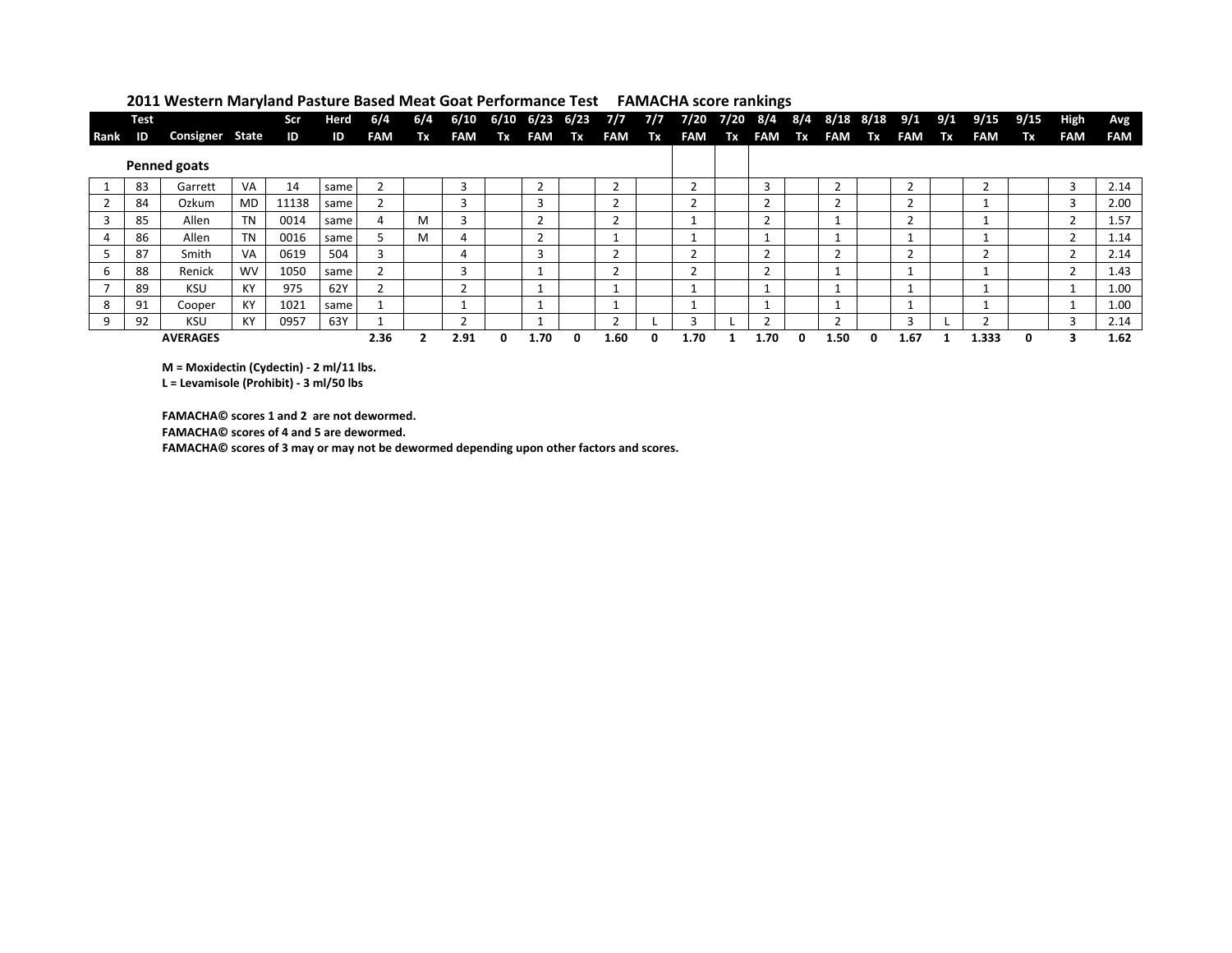## 2011 Western Maryland Pasture Based Meat Goat Performance Test FAMACHA score rankings

| Rank | Test ID | Consigner | State | Scr ID | Herd ID | 6/4 FAM | 6/4 Tx | 6/10 FAM | 6/10 Tx | 6/23 FAM | 6/23 Tx | 7/7 FAM | 7/7 Tx | 7/20 FAM | 7/20 Tx | 8/4 FAM | 8/4 Tx | 8/18 FAM | 8/18 Tx | 9/1 FAM | 9/1 Tx | 9/15 FAM | 9/15 Tx | High FAM | Avg FAM |
|---|---|---|---|---|---|---|---|---|---|---|---|---|---|---|---|---|---|---|---|---|---|---|---|---|---|
| | **Penned goats** | | | | | | | | | | | | | | | | | | | | | | | | |
| 1 | 83 | Garrett | VA | 14 | same | 2 | | 3 | | 2 | | 2 | | 2 | | 3 | | 2 | | 2 | | 2 | | 3 | 2.14 |
| 2 | 84 | Ozkum | MD | 11138 | same | 2 | | 3 | | 3 | | 2 | | 2 | | 2 | | 2 | | 2 | | 1 | | 3 | 2.00 |
| 3 | 85 | Allen | TN | 0014 | same | 4 | M | 3 | | 2 | | 2 | | 1 | | 2 | | 1 | | 2 | | 1 | | 2 | 1.57 |
| 4 | 86 | Allen | TN | 0016 | same | 5 | M | 4 | | 2 | | 1 | | 1 | | 1 | | 1 | | 1 | | 1 | | 2 | 1.14 |
| 5 | 87 | Smith | VA | 0619 | 504 | 3 | | 4 | | 3 | | 2 | | 2 | | 2 | | 2 | | 2 | | 2 | | 2 | 2.14 |
| 6 | 88 | Renick | WV | 1050 | same | 2 | | 3 | | 1 | | 2 | | 2 | | 2 | | 1 | | 1 | | 1 | | 2 | 1.43 |
| 7 | 89 | KSU | KY | 975 | 62Y | 2 | | 2 | | 1 | | 1 | | 1 | | 1 | | 1 | | 1 | | 1 | | 1 | 1.00 |
| 8 | 91 | Cooper | KY | 1021 | same | 1 | | 1 | | 1 | | 1 | | 1 | | 1 | | 1 | | 1 | | 1 | | 1 | 1.00 |
| 9 | 92 | KSU | KY | 0957 | 63Y | 1 | | 2 | | 1 | | 2 | L | 3 | L | 2 | | 2 | | 3 | L | 2 | | 3 | 2.14 |
| | | **AVERAGES** | | | | **2.36** | **2** | **2.91** | **0** | **1.70** | **0** | **1.60** | **0** | **1.70** | **1** | **1.70** | **0** | **1.50** | **0** | **1.67** | **1** | **1.333** | **0** | **3** | **1.62** |

**M = Moxidectin (Cydectin) - 2 ml/11 lbs.**
**L = Levamisole (Prohibit) - 3 ml/50 lbs**

**FAMACHA© scores 1 and 2 are not dewormed.**
**FAMACHA© scores of 4 and 5 are dewormed.**
**FAMACHA© scores of 3 may or may not be dewormed depending upon other factors and scores.**